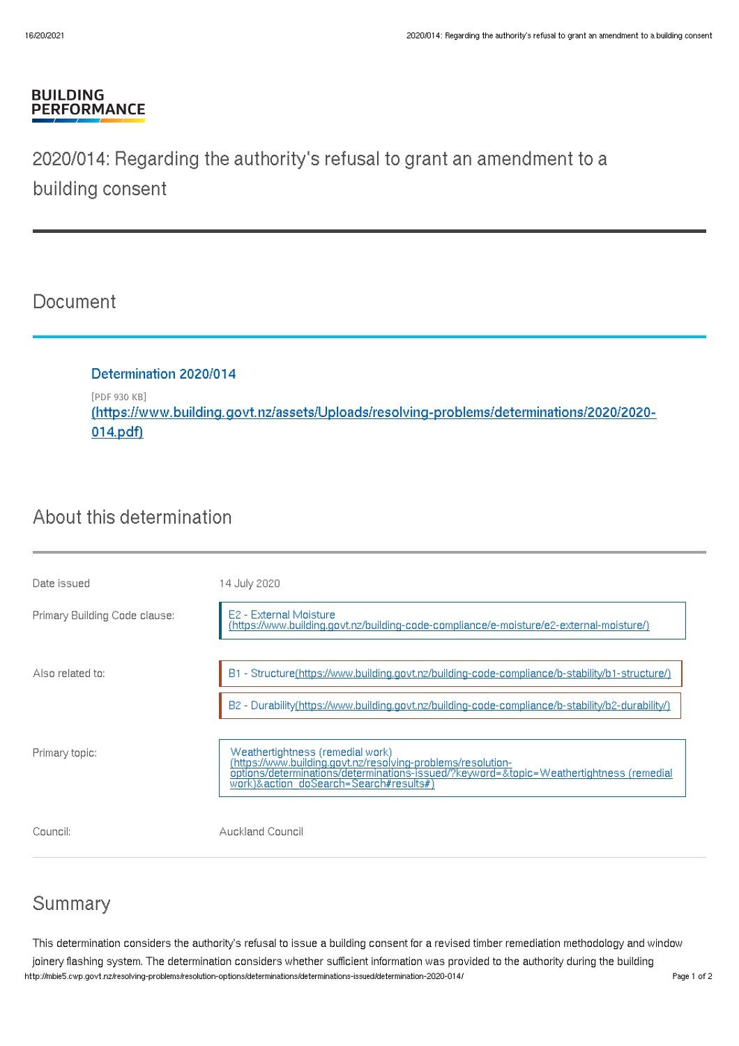**BUILDING PERFORMANCE**

# 2020/014: Regarding the authority's refusal to grant an amendment to a building consent

## Document

**Determination 2020/014**

[PDF 930 KB]
(https://www.building.govt.nz/assets/Uploads/resolving-problems/determinations/2020/2020-014.pdf)

## About this determination

| | |
|---|---|
| Date issued | 14 July 2020 |
| Primary Building Code clause: | E2 - External Moisture (https://www.building.govt.nz/building-code-compliance/e-moisture/e2-external-moisture/) |
| Also related to: | B1 - Structure(https://www.building.govt.nz/building-code-compliance/b-stability/b1-structure/) |
| | B2 - Durability(https://www.building.govt.nz/building-code-compliance/b-stability/b2-durability/) |
| Primary topic: | Weathertightness (remedial work) (https://www.building.govt.nz/resolving-problems/resolution-options/determinations/determinations-issued/?keyword=&topic=Weathertightness (remedial work)&action_doSearch=Search#results#) |
| Council: | Auckland Council |

## Summary

This determination considers the authority's refusal to issue a building consent for a revised timber remediation methodology and window joinery flashing system. The determination considers whether sufficient information was provided to the authority during the building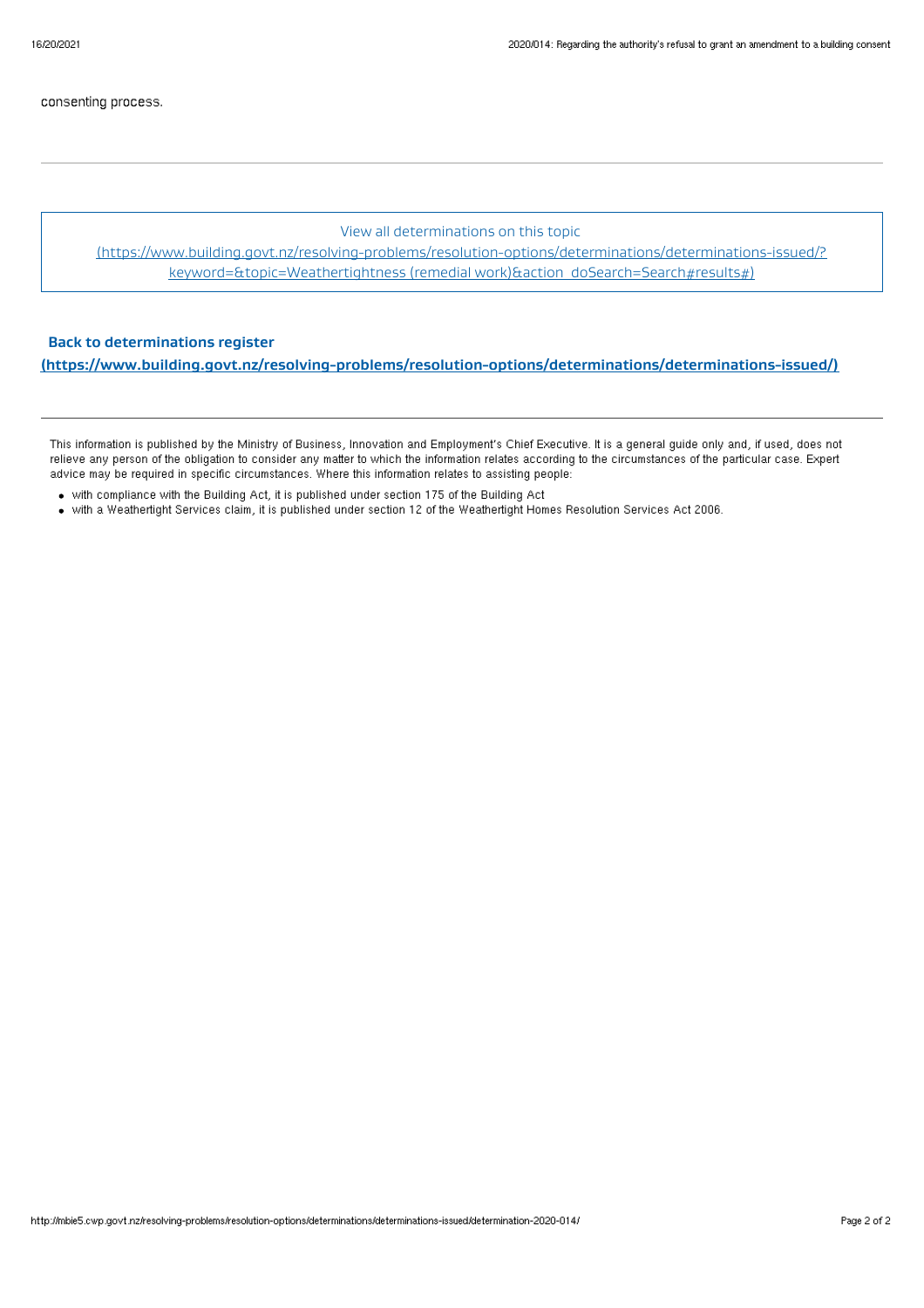consenting process.

---

View all determinations on this topic (https://www.building.govt.nz/resolving-problems/resolution-options/determinations/determinations-issued/?keyword=&topic=Weathertightness (remedial work)&action_doSearch=Search#results#)

**Back to determinations register (https://www.building.govt.nz/resolving-problems/resolution-options/determinations/determinations-issued/)**

---

This information is published by the Ministry of Business, Innovation and Employment's Chief Executive. It is a general guide only and, if used, does not relieve any person of the obligation to consider any matter to which the information relates according to the circumstances of the particular case. Expert advice may be required in specific circumstances. Where this information relates to assisting people:

- with compliance with the Building Act, it is published under section 175 of the Building Act
- with a Weathertight Services claim, it is published under section 12 of the Weathertight Homes Resolution Services Act 2006.